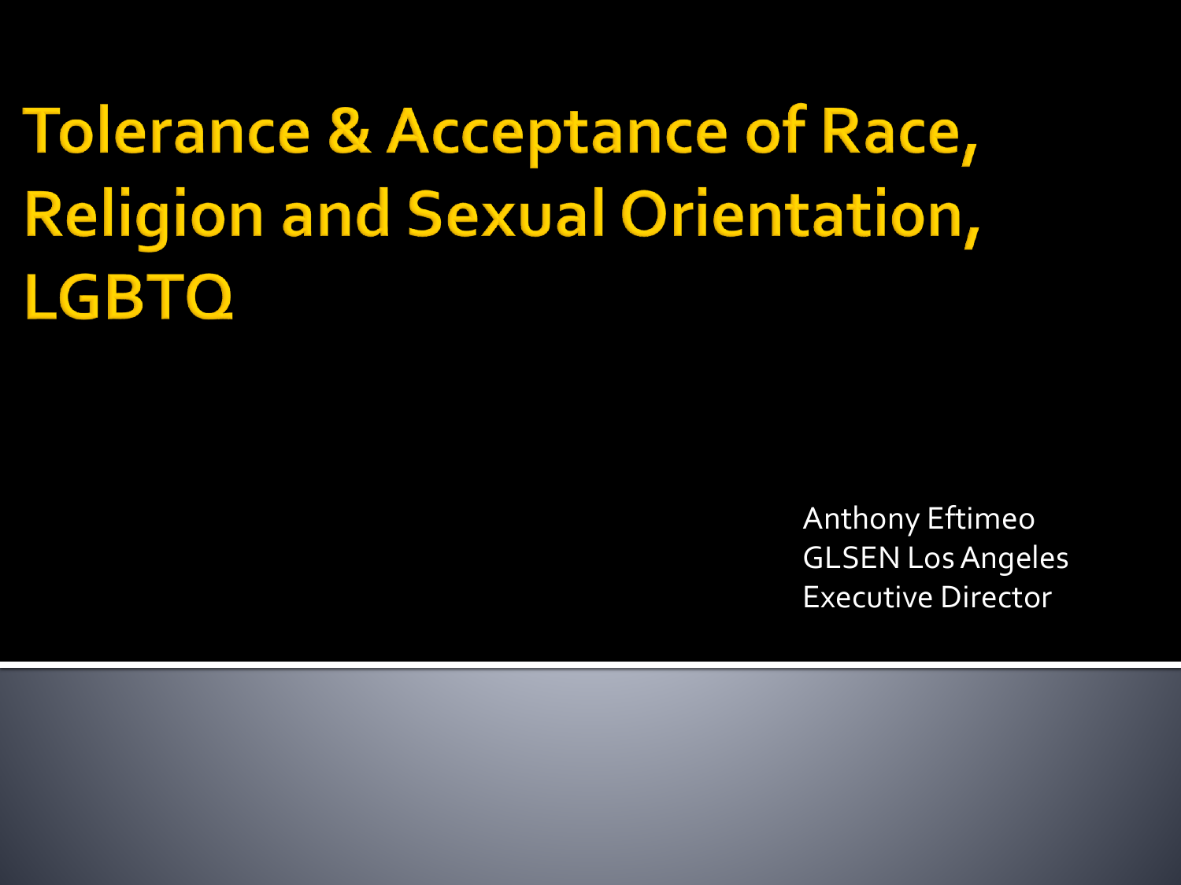# Tolerance & Acceptance of Race, Religion and Sexual Orientation, LGBTQ

Anthony Eftimeo
GLSEN Los Angeles
Executive Director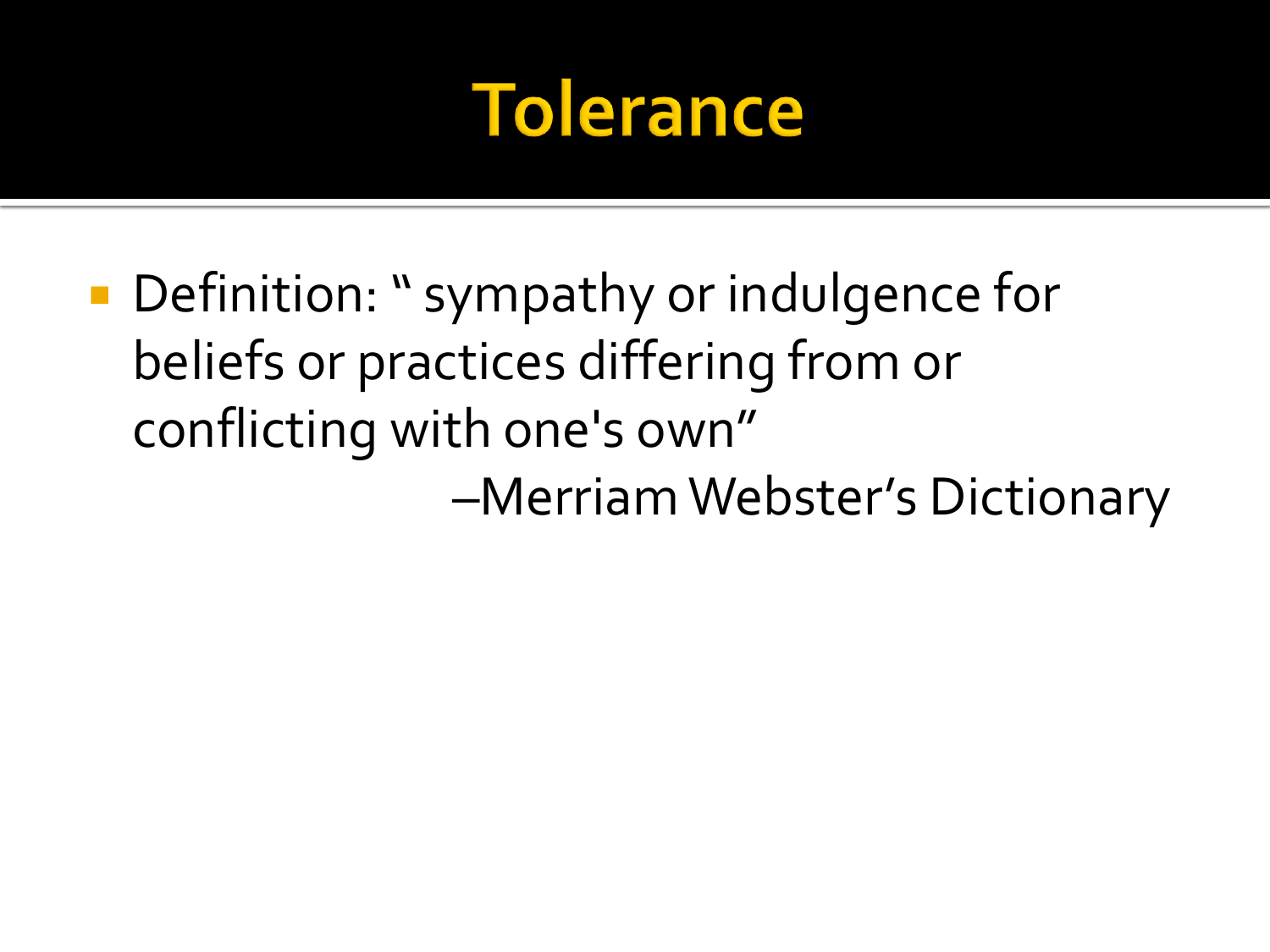# Tolerance

- Definition: " sympathy or indulgence for beliefs or practices differing from or conflicting with one's own"

  –Merriam Webster's Dictionary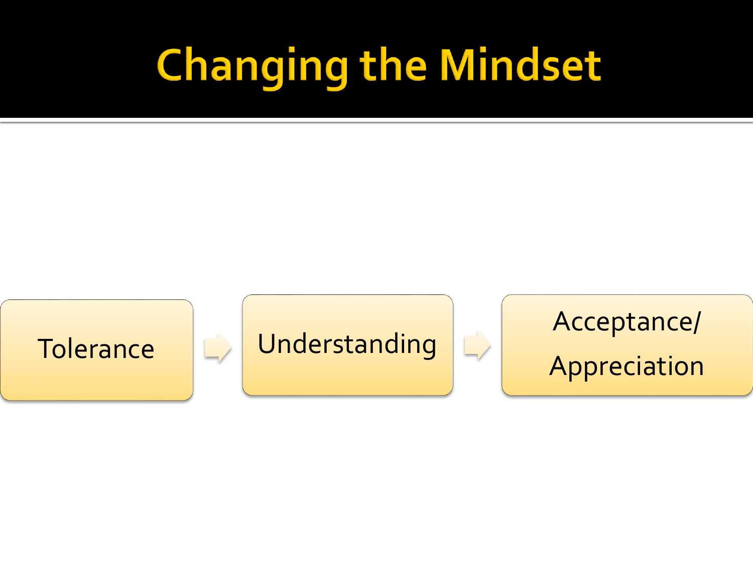# Changing the Mindset

Tolerance → Understanding → Acceptance/ Appreciation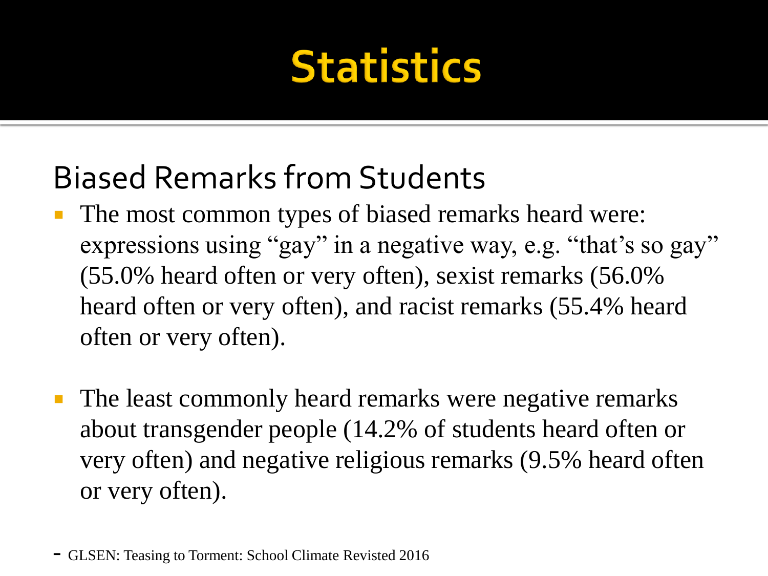# Statistics

## Biased Remarks from Students

- The most common types of biased remarks heard were: expressions using “gay” in a negative way, e.g. “that’s so gay” (55.0% heard often or very often), sexist remarks (56.0% heard often or very often), and racist remarks (55.4% heard often or very often).

- The least commonly heard remarks were negative remarks about transgender people (14.2% of students heard often or very often) and negative religious remarks (9.5% heard often or very often).

- GLSEN: Teasing to Torment: School Climate Revisted 2016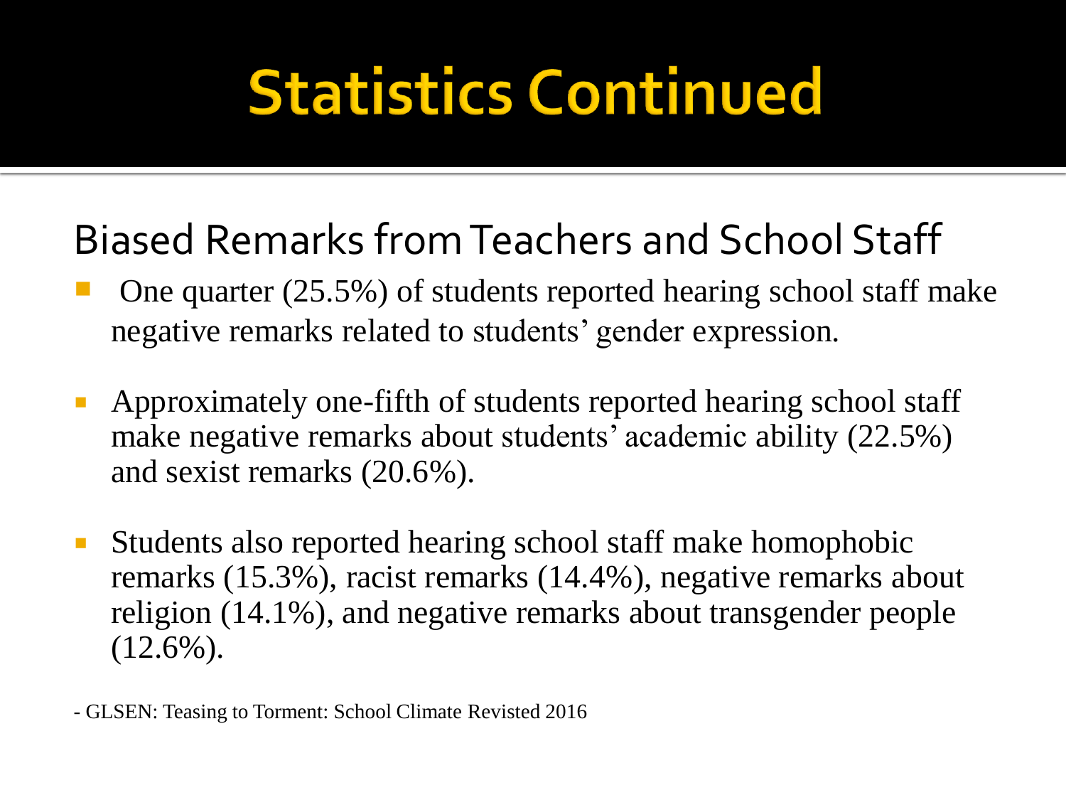# Statistics Continued

## Biased Remarks from Teachers and School Staff

- One quarter (25.5%) of students reported hearing school staff make negative remarks related to students' gender expression.
- Approximately one-fifth of students reported hearing school staff make negative remarks about students' academic ability (22.5%) and sexist remarks (20.6%).
- Students also reported hearing school staff make homophobic remarks (15.3%), racist remarks (14.4%), negative remarks about religion (14.1%), and negative remarks about transgender people (12.6%).

- GLSEN: Teasing to Torment: School Climate Revisted 2016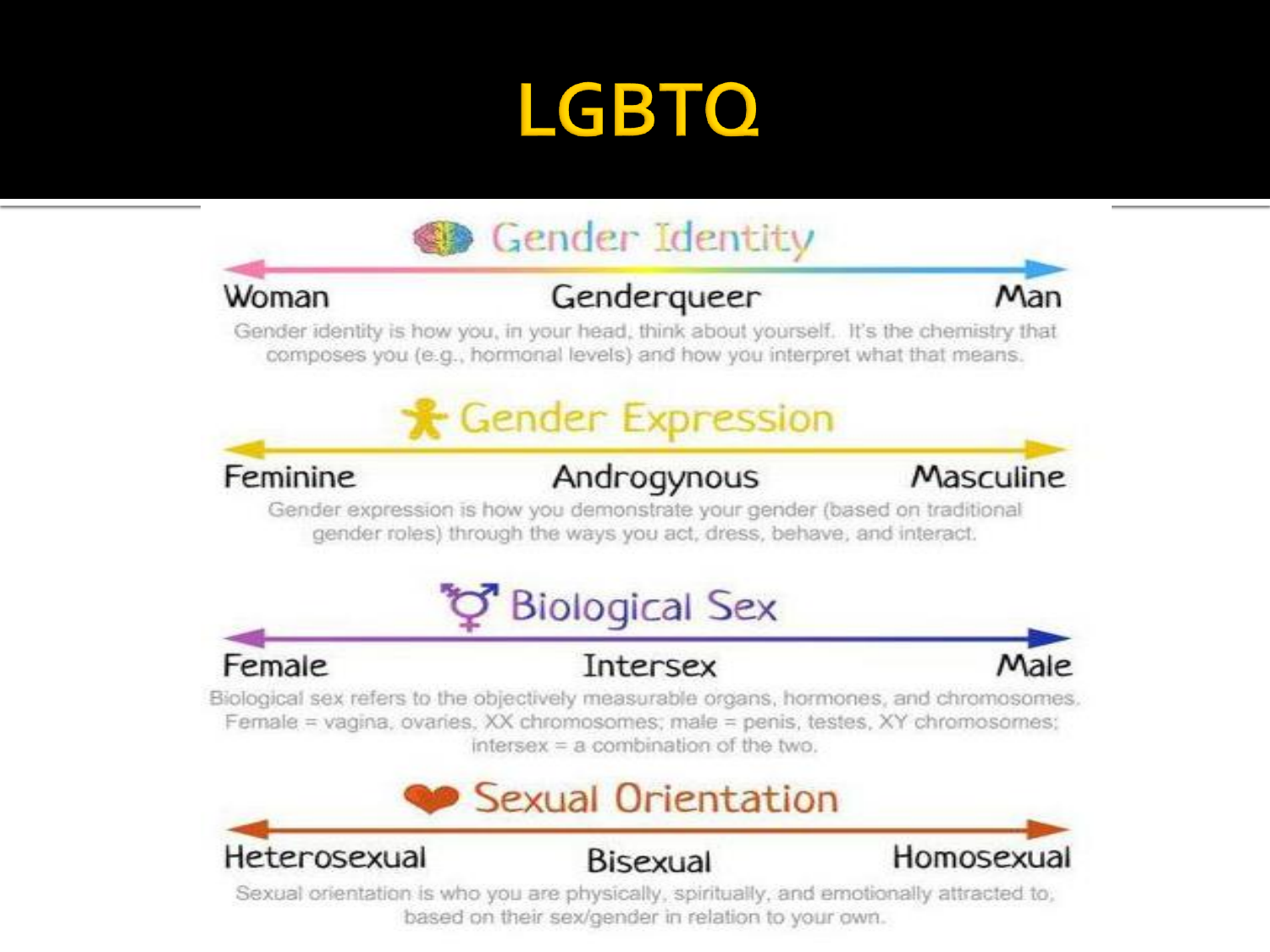# LGBTQ

## Gender Identity

Woman — Genderqueer — Man

Gender identity is how you, in your head, think about yourself. It's the chemistry that composes you (e.g., hormonal levels) and how you interpret what that means.

## Gender Expression

Feminine — Androgynous — Masculine

Gender expression is how you demonstrate your gender (based on traditional gender roles) through the ways you act, dress, behave, and interact.

## Biological Sex

Female — Intersex — Male

Biological sex refers to the objectively measurable organs, hormones, and chromosomes. Female = vagina, ovaries, XX chromosomes; male = penis, testes, XY chromosomes; intersex = a combination of the two.

## Sexual Orientation

Heterosexual — Bisexual — Homosexual

Sexual orientation is who you are physically, spiritually, and emotionally attracted to, based on their sex/gender in relation to your own.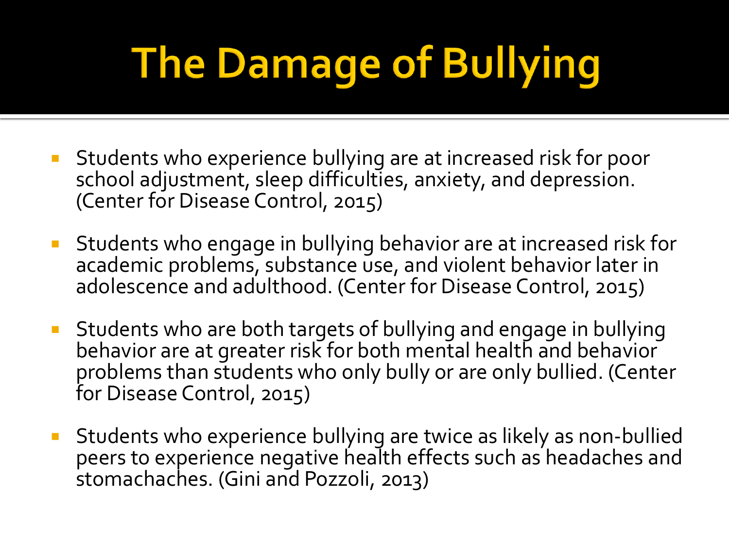# The Damage of Bullying

- Students who experience bullying are at increased risk for poor school adjustment, sleep difficulties, anxiety, and depression. (Center for Disease Control, 2015)
- Students who engage in bullying behavior are at increased risk for academic problems, substance use, and violent behavior later in adolescence and adulthood. (Center for Disease Control, 2015)
- Students who are both targets of bullying and engage in bullying behavior are at greater risk for both mental health and behavior problems than students who only bully or are only bullied. (Center for Disease Control, 2015)
- Students who experience bullying are twice as likely as non-bullied peers to experience negative health effects such as headaches and stomachaches. (Gini and Pozzoli, 2013)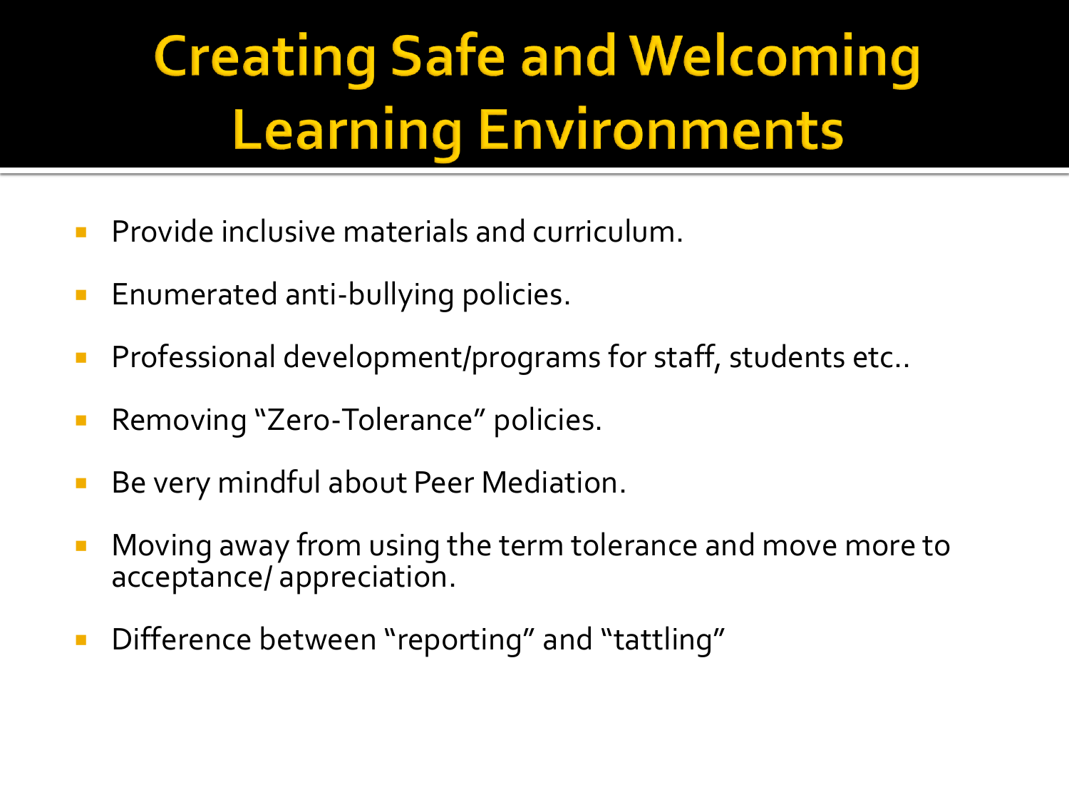# Creating Safe and Welcoming Learning Environments

- Provide inclusive materials and curriculum.
- Enumerated anti-bullying policies.
- Professional development/programs for staff, students etc..
- Removing "Zero-Tolerance" policies.
- Be very mindful about Peer Mediation.
- Moving away from using the term tolerance and move more to acceptance/ appreciation.
- Difference between "reporting" and "tattling"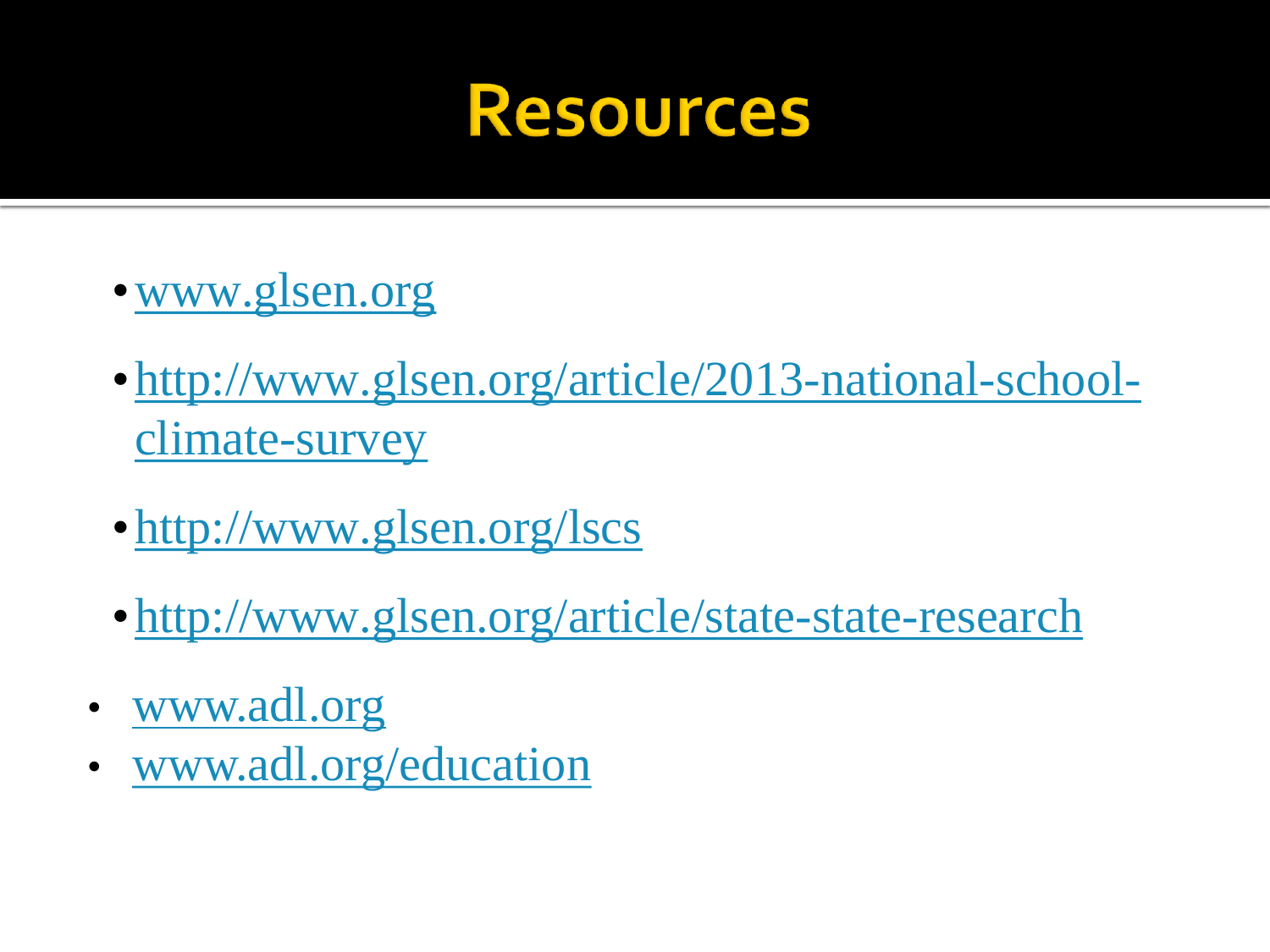# Resources

- www.glsen.org
- http://www.glsen.org/article/2013-national-school-climate-survey
- http://www.glsen.org/lscs
- http://www.glsen.org/article/state-state-research
- www.adl.org
- www.adl.org/education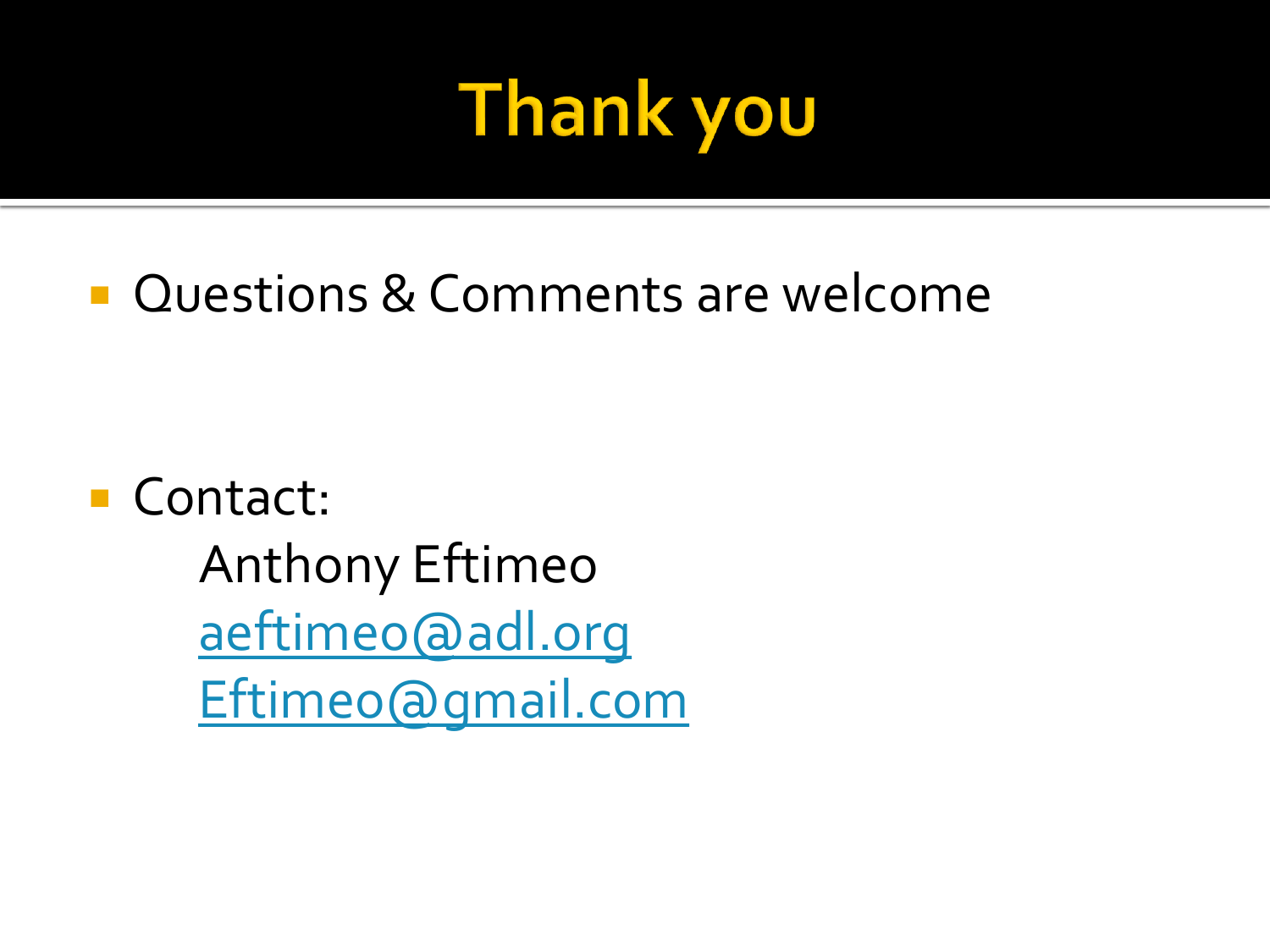# Thank you

- Questions & Comments are welcome

- Contact:

  Anthony Eftimeo
  aeftimeo@adl.org
  Eftimeo@gmail.com